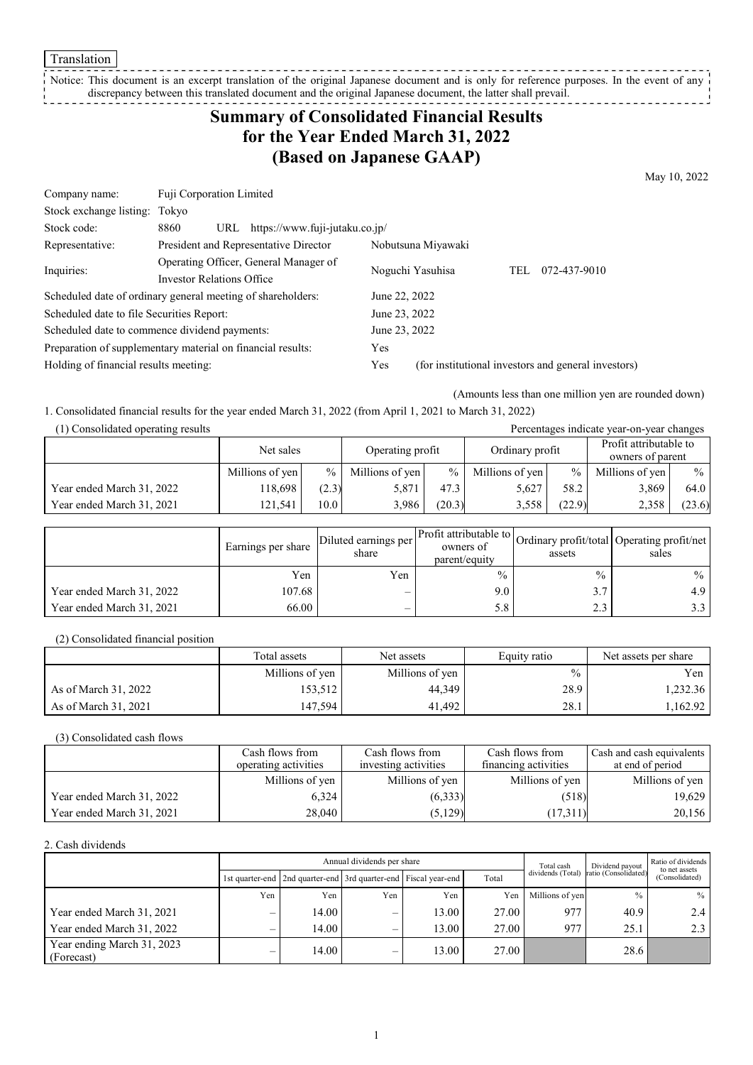Translation

Notice: This document is an excerpt translation of the original Japanese document and is only for reference purposes. In the event of any discrepancy between this translated document and the original Japanese document, the latter shall prevail.

# Summary of Consolidated Financial Results for the Year Ended March 31, 2022 (Based on Japanese GAAP)

May 10, 2022

| | | | |
|---|---|---|---|
| Company name: | Fuji Corporation Limited | | |
| Stock exchange listing: | Tokyo | | |
| Stock code: | 8860 URL https://www.fuji-jutaku.co.jp/ | | |
| Representative: | President and Representative Director | Nobutsuna Miyawaki | |
| Inquiries: | Operating Officer, General Manager of Investor Relations Office | Noguchi Yasuhisa | TEL 072-437-9010 |

Scheduled date of ordinary general meeting of shareholders: June 22, 2022
Scheduled date to file Securities Report: June 23, 2022
Scheduled date to commence dividend payments: June 23, 2022
Preparation of supplementary material on financial results: Yes
Holding of financial results meeting: Yes (for institutional investors and general investors)

(Amounts less than one million yen are rounded down)

1. Consolidated financial results for the year ended March 31, 2022 (from April 1, 2021 to March 31, 2022)

(1) Consolidated operating results

Percentages indicate year-on-year changes

| | Net sales | | Operating profit | | Ordinary profit | | Profit attributable to owners of parent | |
|---|---|---|---|---|---|---|---|---|
| | Millions of yen | % | Millions of yen | % | Millions of yen | % | Millions of yen | % |
| Year ended March 31, 2022 | 118,698 | (2.3) | 5,871 | 47.3 | 5,627 | 58.2 | 3,869 | 64.0 |
| Year ended March 31, 2021 | 121,541 | 10.0 | 3,986 | (20.3) | 3,558 | (22.9) | 2,358 | (23.6) |

| | Earnings per share | Diluted earnings per share | Profit attributable to owners of parent/equity | Ordinary profit/total assets | Operating profit/net sales |
|---|---|---|---|---|---|
| | Yen | Yen | % | % | % |
| Year ended March 31, 2022 | 107.68 | – | 9.0 | 3.7 | 4.9 |
| Year ended March 31, 2021 | 66.00 | – | 5.8 | 2.3 | 3.3 |

(2) Consolidated financial position

| | Total assets | Net assets | Equity ratio | Net assets per share |
|---|---|---|---|---|
| | Millions of yen | Millions of yen | % | Yen |
| As of March 31, 2022 | 153,512 | 44,349 | 28.9 | 1,232.36 |
| As of March 31, 2021 | 147,594 | 41,492 | 28.1 | 1,162.92 |

(3) Consolidated cash flows

| | Cash flows from operating activities | Cash flows from investing activities | Cash flows from financing activities | Cash and cash equivalents at end of period |
|---|---|---|---|---|
| | Millions of yen | Millions of yen | Millions of yen | Millions of yen |
| Year ended March 31, 2022 | 6,324 | (6,333) | (518) | 19,629 |
| Year ended March 31, 2021 | 28,040 | (5,129) | (17,311) | 20,156 |

2. Cash dividends

| | Annual dividends per share | | | | | Total cash dividends (Total) | Dividend payout ratio (Consolidated) | Ratio of dividends to net assets (Consolidated) |
|---|---|---|---|---|---|---|---|---|
| | 1st quarter-end | 2nd quarter-end | 3rd quarter-end | Fiscal year-end | Total | | | |
| | Yen | Yen | Yen | Yen | Yen | Millions of yen | % | % |
| Year ended March 31, 2021 | – | 14.00 | – | 13.00 | 27.00 | 977 | 40.9 | 2.4 |
| Year ended March 31, 2022 | – | 14.00 | – | 13.00 | 27.00 | 977 | 25.1 | 2.3 |
| Year ending March 31, 2023 (Forecast) | – | 14.00 | – | 13.00 | 27.00 | | 28.6 | |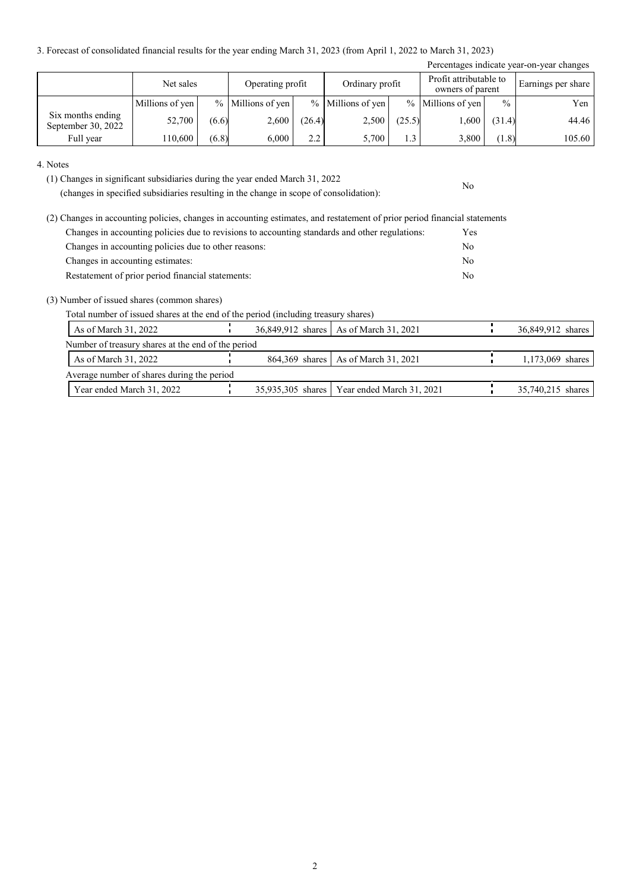3. Forecast of consolidated financial results for the year ending March 31, 2023 (from April 1, 2022 to March 31, 2023)

Percentages indicate year-on-year changes

| | Net sales | | Operating profit | | Ordinary profit | | Profit attributable to owners of parent | | Earnings per share |
|---|---|---|---|---|---|---|---|---|---|
| | Millions of yen | % | Millions of yen | % | Millions of yen | % | Millions of yen | % | Yen |
| Six months ending September 30, 2022 | 52,700 | (6.6) | 2,600 | (26.4) | 2,500 | (25.5) | 1,600 | (31.4) | 44.46 |
| Full year | 110,600 | (6.8) | 6,000 | 2.2 | 5,700 | 1.3 | 3,800 | (1.8) | 105.60 |

4. Notes

(1) Changes in significant subsidiaries during the year ended March 31, 2022 (changes in specified subsidiaries resulting in the change in scope of consolidation): No

(2) Changes in accounting policies, changes in accounting estimates, and restatement of prior period financial statements

Changes in accounting policies due to revisions to accounting standards and other regulations: Yes

Changes in accounting policies due to other reasons: No

Changes in accounting estimates: No

Restatement of prior period financial statements: No

(3) Number of issued shares (common shares)

Total number of issued shares at the end of the period (including treasury shares)

| As of March 31, 2022 | 36,849,912 shares | As of March 31, 2021 | 36,849,912 shares |
|---|---|---|---|

Number of treasury shares at the end of the period

| As of March 31, 2022 | 864,369 shares | As of March 31, 2021 | 1,173,069 shares |
|---|---|---|---|

Average number of shares during the period

| Year ended March 31, 2022 | 35,935,305 shares | Year ended March 31, 2021 | 35,740,215 shares |
|---|---|---|---|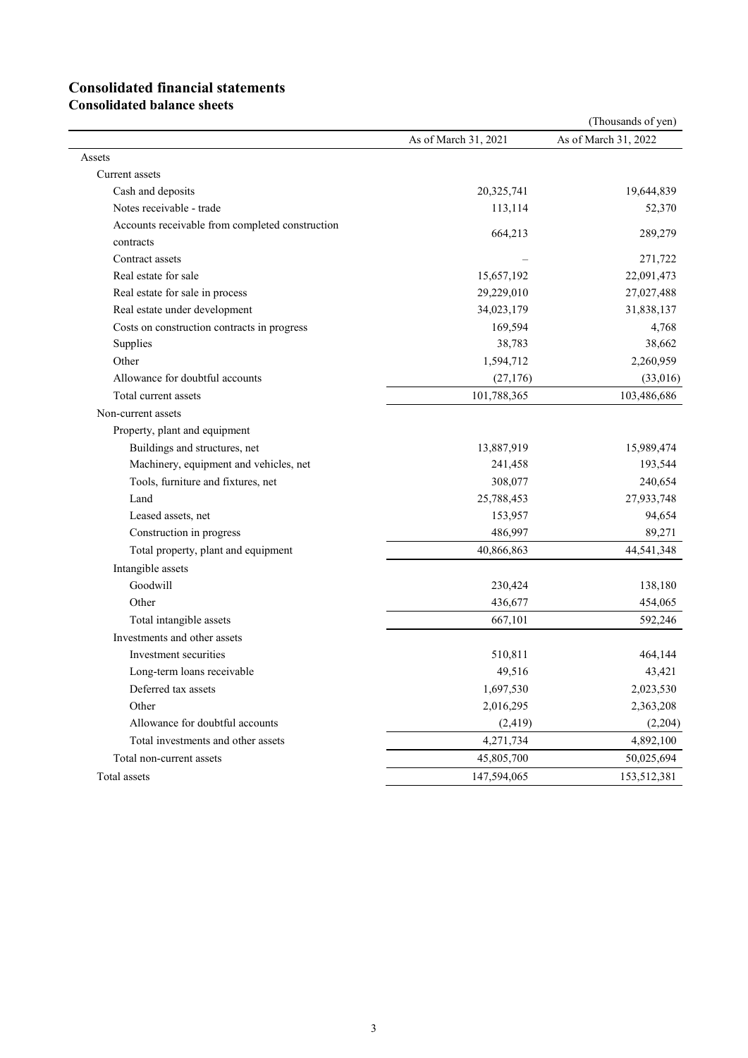# Consolidated financial statements

## Consolidated balance sheets

(Thousands of yen)

| | As of March 31, 2021 | As of March 31, 2022 |
|---|---|---|
| Assets | | |
| Current assets | | |
| Cash and deposits | 20,325,741 | 19,644,839 |
| Notes receivable - trade | 113,114 | 52,370 |
| Accounts receivable from completed construction contracts | 664,213 | 289,279 |
| Contract assets | – | 271,722 |
| Real estate for sale | 15,657,192 | 22,091,473 |
| Real estate for sale in process | 29,229,010 | 27,027,488 |
| Real estate under development | 34,023,179 | 31,838,137 |
| Costs on construction contracts in progress | 169,594 | 4,768 |
| Supplies | 38,783 | 38,662 |
| Other | 1,594,712 | 2,260,959 |
| Allowance for doubtful accounts | (27,176) | (33,016) |
| Total current assets | 101,788,365 | 103,486,686 |
| Non-current assets | | |
| Property, plant and equipment | | |
| Buildings and structures, net | 13,887,919 | 15,989,474 |
| Machinery, equipment and vehicles, net | 241,458 | 193,544 |
| Tools, furniture and fixtures, net | 308,077 | 240,654 |
| Land | 25,788,453 | 27,933,748 |
| Leased assets, net | 153,957 | 94,654 |
| Construction in progress | 486,997 | 89,271 |
| Total property, plant and equipment | 40,866,863 | 44,541,348 |
| Intangible assets | | |
| Goodwill | 230,424 | 138,180 |
| Other | 436,677 | 454,065 |
| Total intangible assets | 667,101 | 592,246 |
| Investments and other assets | | |
| Investment securities | 510,811 | 464,144 |
| Long-term loans receivable | 49,516 | 43,421 |
| Deferred tax assets | 1,697,530 | 2,023,530 |
| Other | 2,016,295 | 2,363,208 |
| Allowance for doubtful accounts | (2,419) | (2,204) |
| Total investments and other assets | 4,271,734 | 4,892,100 |
| Total non-current assets | 45,805,700 | 50,025,694 |
| Total assets | 147,594,065 | 153,512,381 |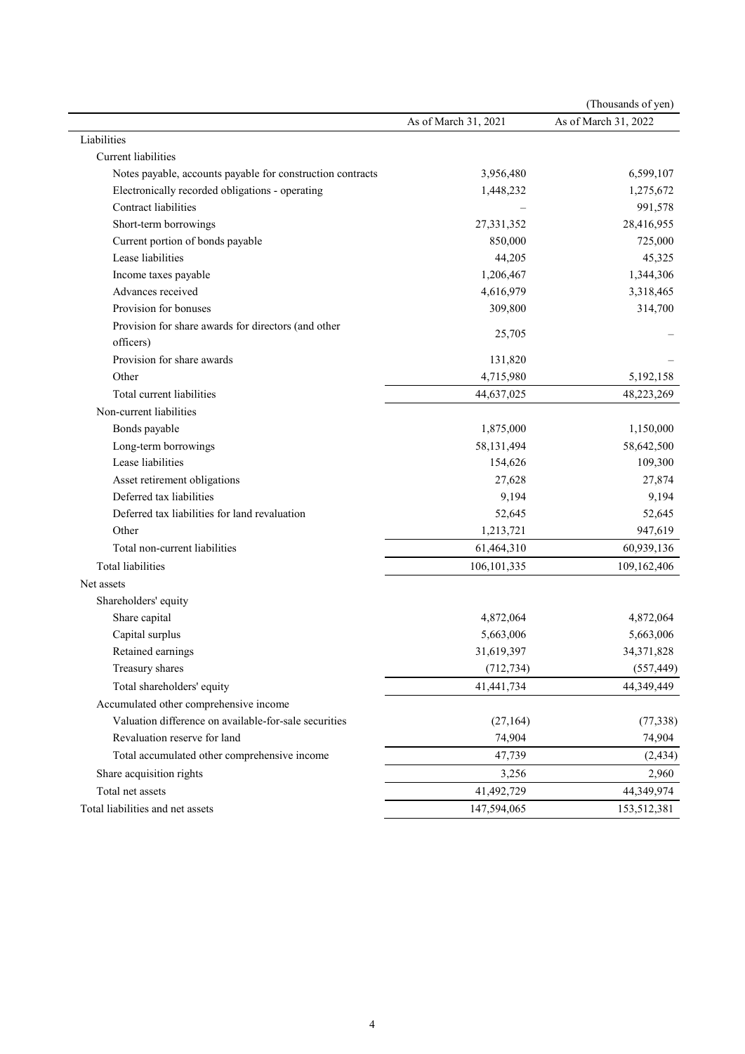(Thousands of yen)

| | As of March 31, 2021 | As of March 31, 2022 |
|---|---|---|
| Liabilities | | |
| Current liabilities | | |
| Notes payable, accounts payable for construction contracts | 3,956,480 | 6,599,107 |
| Electronically recorded obligations - operating | 1,448,232 | 1,275,672 |
| Contract liabilities | – | 991,578 |
| Short-term borrowings | 27,331,352 | 28,416,955 |
| Current portion of bonds payable | 850,000 | 725,000 |
| Lease liabilities | 44,205 | 45,325 |
| Income taxes payable | 1,206,467 | 1,344,306 |
| Advances received | 4,616,979 | 3,318,465 |
| Provision for bonuses | 309,800 | 314,700 |
| Provision for share awards for directors (and other officers) | 25,705 | – |
| Provision for share awards | 131,820 | – |
| Other | 4,715,980 | 5,192,158 |
| Total current liabilities | 44,637,025 | 48,223,269 |
| Non-current liabilities | | |
| Bonds payable | 1,875,000 | 1,150,000 |
| Long-term borrowings | 58,131,494 | 58,642,500 |
| Lease liabilities | 154,626 | 109,300 |
| Asset retirement obligations | 27,628 | 27,874 |
| Deferred tax liabilities | 9,194 | 9,194 |
| Deferred tax liabilities for land revaluation | 52,645 | 52,645 |
| Other | 1,213,721 | 947,619 |
| Total non-current liabilities | 61,464,310 | 60,939,136 |
| Total liabilities | 106,101,335 | 109,162,406 |
| Net assets | | |
| Shareholders' equity | | |
| Share capital | 4,872,064 | 4,872,064 |
| Capital surplus | 5,663,006 | 5,663,006 |
| Retained earnings | 31,619,397 | 34,371,828 |
| Treasury shares | (712,734) | (557,449) |
| Total shareholders' equity | 41,441,734 | 44,349,449 |
| Accumulated other comprehensive income | | |
| Valuation difference on available-for-sale securities | (27,164) | (77,338) |
| Revaluation reserve for land | 74,904 | 74,904 |
| Total accumulated other comprehensive income | 47,739 | (2,434) |
| Share acquisition rights | 3,256 | 2,960 |
| Total net assets | 41,492,729 | 44,349,974 |
| Total liabilities and net assets | 147,594,065 | 153,512,381 |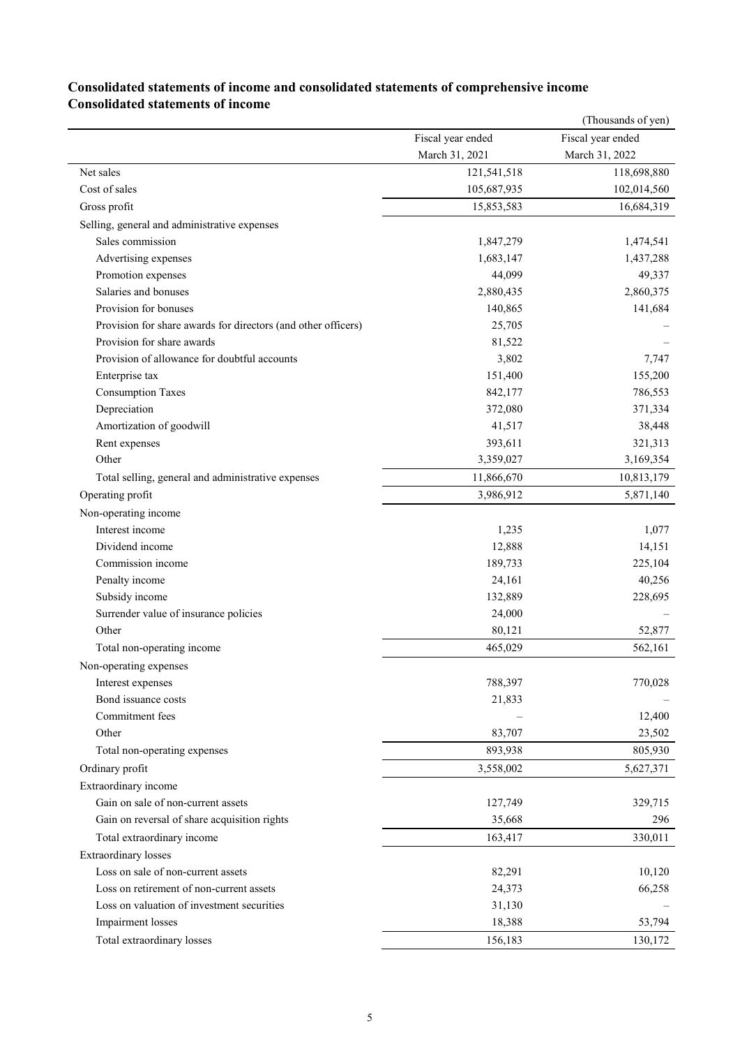## Consolidated statements of income and consolidated statements of comprehensive income

### Consolidated statements of income

(Thousands of yen)

| | Fiscal year ended March 31, 2021 | Fiscal year ended March 31, 2022 |
|---|---|---|
| Net sales | 121,541,518 | 118,698,880 |
| Cost of sales | 105,687,935 | 102,014,560 |
| Gross profit | 15,853,583 | 16,684,319 |
| Selling, general and administrative expenses | | |
| Sales commission | 1,847,279 | 1,474,541 |
| Advertising expenses | 1,683,147 | 1,437,288 |
| Promotion expenses | 44,099 | 49,337 |
| Salaries and bonuses | 2,880,435 | 2,860,375 |
| Provision for bonuses | 140,865 | 141,684 |
| Provision for share awards for directors (and other officers) | 25,705 | – |
| Provision for share awards | 81,522 | – |
| Provision of allowance for doubtful accounts | 3,802 | 7,747 |
| Enterprise tax | 151,400 | 155,200 |
| Consumption Taxes | 842,177 | 786,553 |
| Depreciation | 372,080 | 371,334 |
| Amortization of goodwill | 41,517 | 38,448 |
| Rent expenses | 393,611 | 321,313 |
| Other | 3,359,027 | 3,169,354 |
| Total selling, general and administrative expenses | 11,866,670 | 10,813,179 |
| Operating profit | 3,986,912 | 5,871,140 |
| Non-operating income | | |
| Interest income | 1,235 | 1,077 |
| Dividend income | 12,888 | 14,151 |
| Commission income | 189,733 | 225,104 |
| Penalty income | 24,161 | 40,256 |
| Subsidy income | 132,889 | 228,695 |
| Surrender value of insurance policies | 24,000 | – |
| Other | 80,121 | 52,877 |
| Total non-operating income | 465,029 | 562,161 |
| Non-operating expenses | | |
| Interest expenses | 788,397 | 770,028 |
| Bond issuance costs | 21,833 | – |
| Commitment fees | – | 12,400 |
| Other | 83,707 | 23,502 |
| Total non-operating expenses | 893,938 | 805,930 |
| Ordinary profit | 3,558,002 | 5,627,371 |
| Extraordinary income | | |
| Gain on sale of non-current assets | 127,749 | 329,715 |
| Gain on reversal of share acquisition rights | 35,668 | 296 |
| Total extraordinary income | 163,417 | 330,011 |
| Extraordinary losses | | |
| Loss on sale of non-current assets | 82,291 | 10,120 |
| Loss on retirement of non-current assets | 24,373 | 66,258 |
| Loss on valuation of investment securities | 31,130 | – |
| Impairment losses | 18,388 | 53,794 |
| Total extraordinary losses | 156,183 | 130,172 |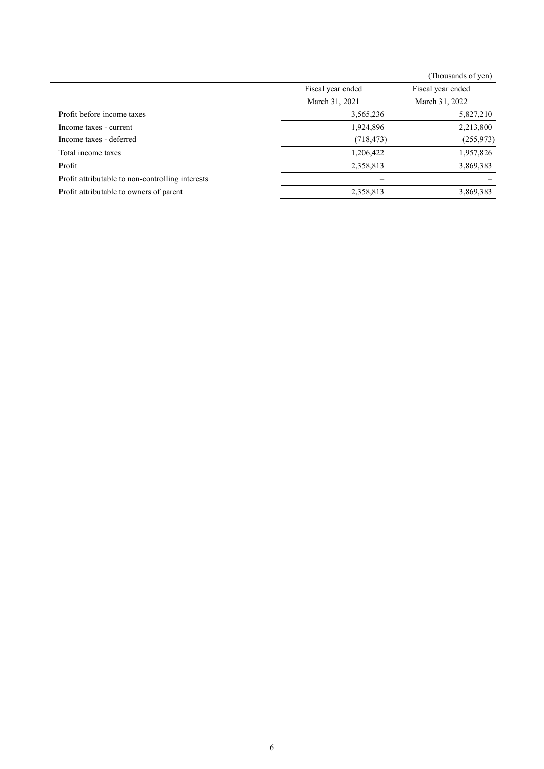(Thousands of yen)

| | Fiscal year ended March 31, 2021 | Fiscal year ended March 31, 2022 |
|---|---|---|
| Profit before income taxes | 3,565,236 | 5,827,210 |
| Income taxes - current | 1,924,896 | 2,213,800 |
| Income taxes - deferred | (718,473) | (255,973) |
| Total income taxes | 1,206,422 | 1,957,826 |
| Profit | 2,358,813 | 3,869,383 |
| Profit attributable to non-controlling interests | – | – |
| Profit attributable to owners of parent | 2,358,813 | 3,869,383 |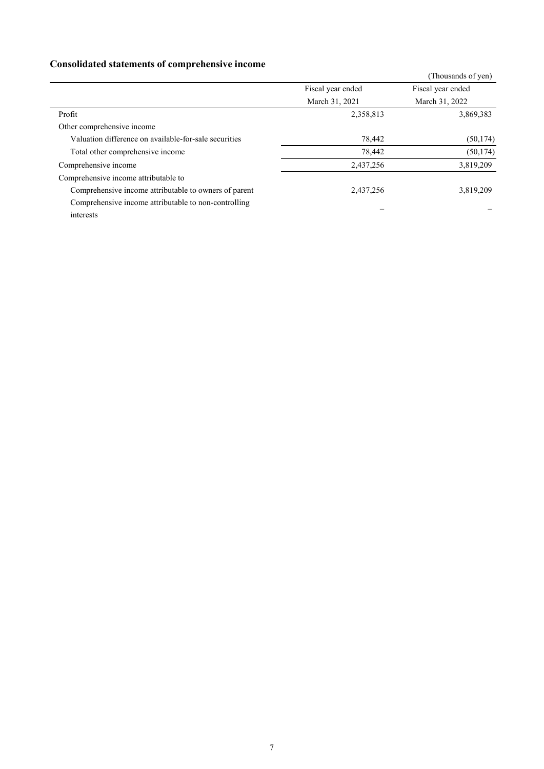## Consolidated statements of comprehensive income

(Thousands of yen)

| | Fiscal year ended March 31, 2021 | Fiscal year ended March 31, 2022 |
|---|---|---|
| Profit | 2,358,813 | 3,869,383 |
| Other comprehensive income | | |
| Valuation difference on available-for-sale securities | 78,442 | (50,174) |
| Total other comprehensive income | 78,442 | (50,174) |
| Comprehensive income | 2,437,256 | 3,819,209 |
| Comprehensive income attributable to | | |
| Comprehensive income attributable to owners of parent | 2,437,256 | 3,819,209 |
| Comprehensive income attributable to non-controlling interests | – | – |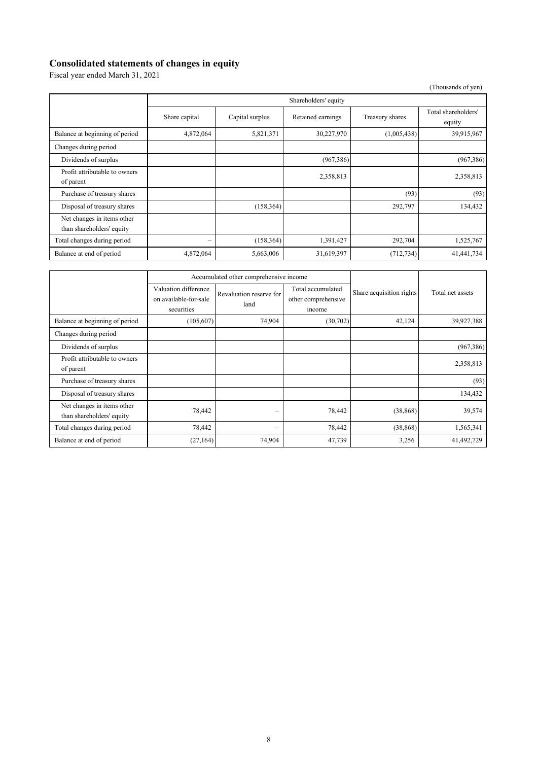## Consolidated statements of changes in equity

Fiscal year ended March 31, 2021

(Thousands of yen)

| | Shareholders' equity | | | | |
|---|---|---|---|---|---|
| | Share capital | Capital surplus | Retained earnings | Treasury shares | Total shareholders' equity |
| Balance at beginning of period | 4,872,064 | 5,821,371 | 30,227,970 | (1,005,438) | 39,915,967 |
| Changes during period | | | | | |
| Dividends of surplus | | | (967,386) | | (967,386) |
| Profit attributable to owners of parent | | | 2,358,813 | | 2,358,813 |
| Purchase of treasury shares | | | | (93) | (93) |
| Disposal of treasury shares | | (158,364) | | 292,797 | 134,432 |
| Net changes in items other than shareholders' equity | | | | | |
| Total changes during period | – | (158,364) | 1,391,427 | 292,704 | 1,525,767 |
| Balance at end of period | 4,872,064 | 5,663,006 | 31,619,397 | (712,734) | 41,441,734 |

| | Accumulated other comprehensive income | | | Share acquisition rights | Total net assets |
|---|---|---|---|---|---|
| | Valuation difference on available-for-sale securities | Revaluation reserve for land | Total accumulated other comprehensive income | | |
| Balance at beginning of period | (105,607) | 74,904 | (30,702) | 42,124 | 39,927,388 |
| Changes during period | | | | | |
| Dividends of surplus | | | | | (967,386) |
| Profit attributable to owners of parent | | | | | 2,358,813 |
| Purchase of treasury shares | | | | | (93) |
| Disposal of treasury shares | | | | | 134,432 |
| Net changes in items other than shareholders' equity | 78,442 | – | 78,442 | (38,868) | 39,574 |
| Total changes during period | 78,442 | – | 78,442 | (38,868) | 1,565,341 |
| Balance at end of period | (27,164) | 74,904 | 47,739 | 3,256 | 41,492,729 |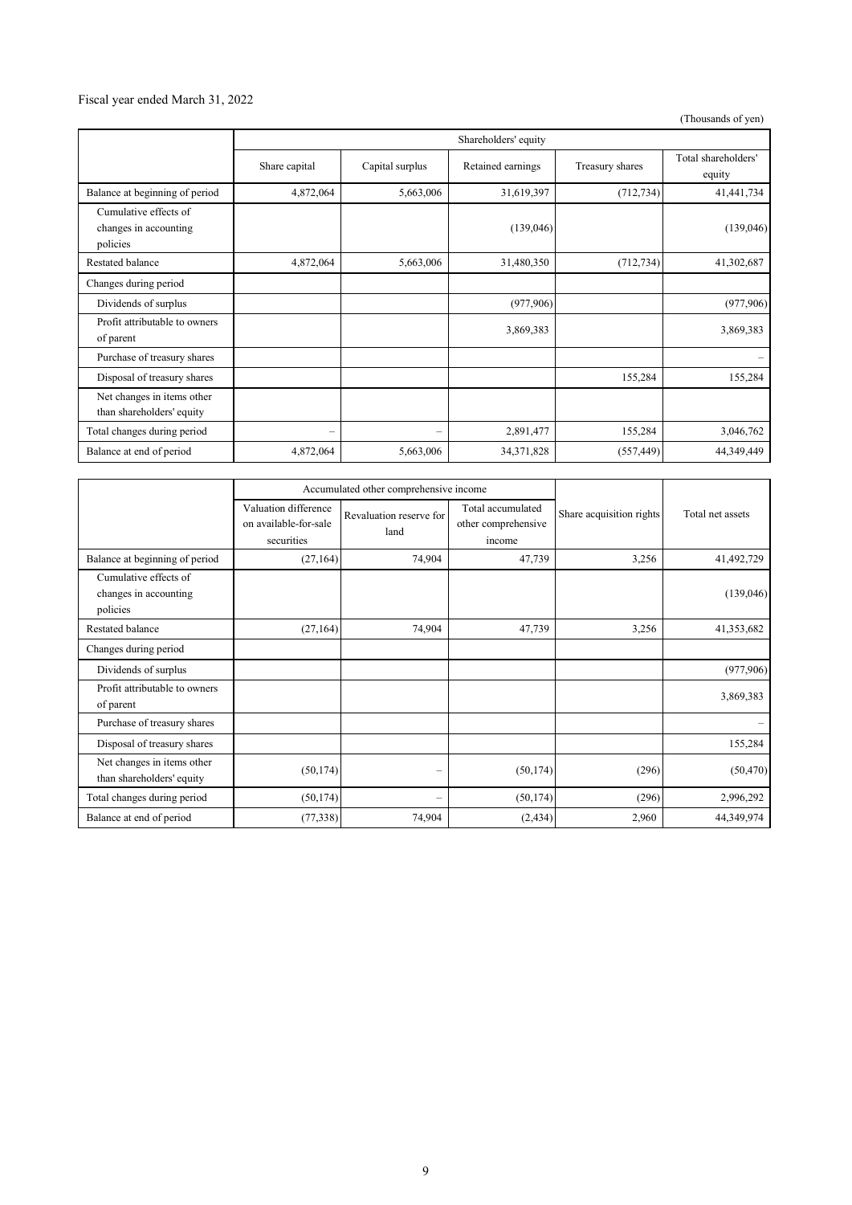Fiscal year ended March 31, 2022

(Thousands of yen)

| | Shareholders' equity | | | | |
|---|---|---|---|---|---|
| | Share capital | Capital surplus | Retained earnings | Treasury shares | Total shareholders' equity |
| Balance at beginning of period | 4,872,064 | 5,663,006 | 31,619,397 | (712,734) | 41,441,734 |
| Cumulative effects of changes in accounting policies | | | (139,046) | | (139,046) |
| Restated balance | 4,872,064 | 5,663,006 | 31,480,350 | (712,734) | 41,302,687 |
| Changes during period | | | | | |
| Dividends of surplus | | | (977,906) | | (977,906) |
| Profit attributable to owners of parent | | | 3,869,383 | | 3,869,383 |
| Purchase of treasury shares | | | | | – |
| Disposal of treasury shares | | | | 155,284 | 155,284 |
| Net changes in items other than shareholders' equity | | | | | |
| Total changes during period | – | – | 2,891,477 | 155,284 | 3,046,762 |
| Balance at end of period | 4,872,064 | 5,663,006 | 34,371,828 | (557,449) | 44,349,449 |

| | Accumulated other comprehensive income | | | Share acquisition rights | Total net assets |
|---|---|---|---|---|---|
| | Valuation difference on available-for-sale securities | Revaluation reserve for land | Total accumulated other comprehensive income | | |
| Balance at beginning of period | (27,164) | 74,904 | 47,739 | 3,256 | 41,492,729 |
| Cumulative effects of changes in accounting policies | | | | | (139,046) |
| Restated balance | (27,164) | 74,904 | 47,739 | 3,256 | 41,353,682 |
| Changes during period | | | | | |
| Dividends of surplus | | | | | (977,906) |
| Profit attributable to owners of parent | | | | | 3,869,383 |
| Purchase of treasury shares | | | | | – |
| Disposal of treasury shares | | | | | 155,284 |
| Net changes in items other than shareholders' equity | (50,174) | – | (50,174) | (296) | (50,470) |
| Total changes during period | (50,174) | – | (50,174) | (296) | 2,996,292 |
| Balance at end of period | (77,338) | 74,904 | (2,434) | 2,960 | 44,349,974 |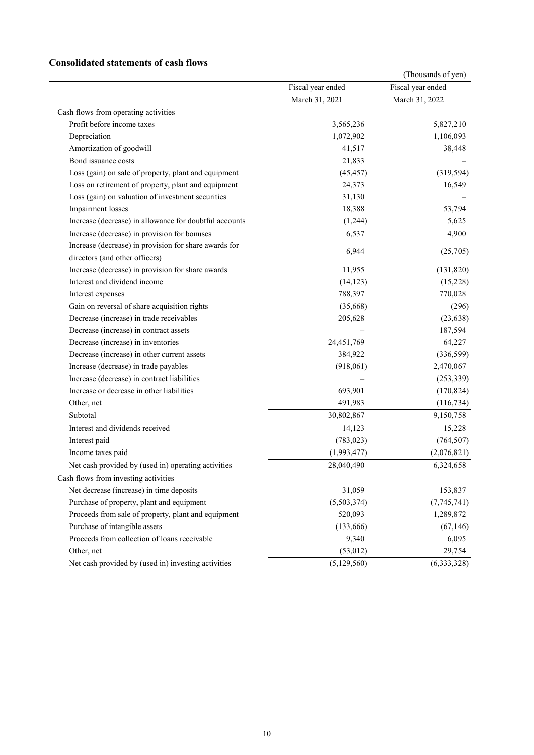## Consolidated statements of cash flows

(Thousands of yen)

| | Fiscal year ended March 31, 2021 | Fiscal year ended March 31, 2022 |
|---|---|---|
| Cash flows from operating activities | | |
| Profit before income taxes | 3,565,236 | 5,827,210 |
| Depreciation | 1,072,902 | 1,106,093 |
| Amortization of goodwill | 41,517 | 38,448 |
| Bond issuance costs | 21,833 | – |
| Loss (gain) on sale of property, plant and equipment | (45,457) | (319,594) |
| Loss on retirement of property, plant and equipment | 24,373 | 16,549 |
| Loss (gain) on valuation of investment securities | 31,130 | – |
| Impairment losses | 18,388 | 53,794 |
| Increase (decrease) in allowance for doubtful accounts | (1,244) | 5,625 |
| Increase (decrease) in provision for bonuses | 6,537 | 4,900 |
| Increase (decrease) in provision for share awards for directors (and other officers) | 6,944 | (25,705) |
| Increase (decrease) in provision for share awards | 11,955 | (131,820) |
| Interest and dividend income | (14,123) | (15,228) |
| Interest expenses | 788,397 | 770,028 |
| Gain on reversal of share acquisition rights | (35,668) | (296) |
| Decrease (increase) in trade receivables | 205,628 | (23,638) |
| Decrease (increase) in contract assets | – | 187,594 |
| Decrease (increase) in inventories | 24,451,769 | 64,227 |
| Decrease (increase) in other current assets | 384,922 | (336,599) |
| Increase (decrease) in trade payables | (918,061) | 2,470,067 |
| Increase (decrease) in contract liabilities | – | (253,339) |
| Increase or decrease in other liabilities | 693,901 | (170,824) |
| Other, net | 491,983 | (116,734) |
| Subtotal | 30,802,867 | 9,150,758 |
| Interest and dividends received | 14,123 | 15,228 |
| Interest paid | (783,023) | (764,507) |
| Income taxes paid | (1,993,477) | (2,076,821) |
| Net cash provided by (used in) operating activities | 28,040,490 | 6,324,658 |
| Cash flows from investing activities | | |
| Net decrease (increase) in time deposits | 31,059 | 153,837 |
| Purchase of property, plant and equipment | (5,503,374) | (7,745,741) |
| Proceeds from sale of property, plant and equipment | 520,093 | 1,289,872 |
| Purchase of intangible assets | (133,666) | (67,146) |
| Proceeds from collection of loans receivable | 9,340 | 6,095 |
| Other, net | (53,012) | 29,754 |
| Net cash provided by (used in) investing activities | (5,129,560) | (6,333,328) |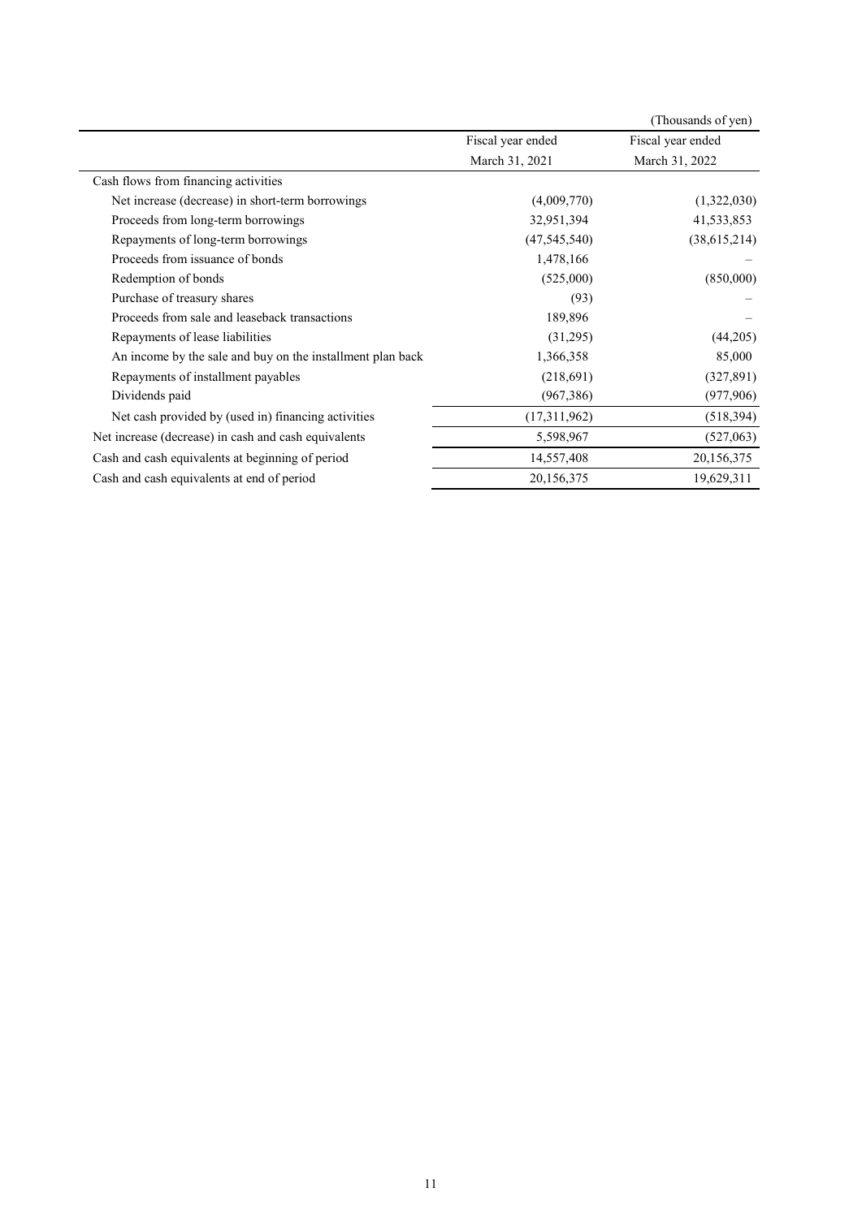(Thousands of yen)

| | Fiscal year ended March 31, 2021 | Fiscal year ended March 31, 2022 |
|---|---|---|
| Cash flows from financing activities | | |
| Net increase (decrease) in short-term borrowings | (4,009,770) | (1,322,030) |
| Proceeds from long-term borrowings | 32,951,394 | 41,533,853 |
| Repayments of long-term borrowings | (47,545,540) | (38,615,214) |
| Proceeds from issuance of bonds | 1,478,166 | – |
| Redemption of bonds | (525,000) | (850,000) |
| Purchase of treasury shares | (93) | – |
| Proceeds from sale and leaseback transactions | 189,896 | – |
| Repayments of lease liabilities | (31,295) | (44,205) |
| An income by the sale and buy on the installment plan back | 1,366,358 | 85,000 |
| Repayments of installment payables | (218,691) | (327,891) |
| Dividends paid | (967,386) | (977,906) |
| Net cash provided by (used in) financing activities | (17,311,962) | (518,394) |
| Net increase (decrease) in cash and cash equivalents | 5,598,967 | (527,063) |
| Cash and cash equivalents at beginning of period | 14,557,408 | 20,156,375 |
| Cash and cash equivalents at end of period | 20,156,375 | 19,629,311 |